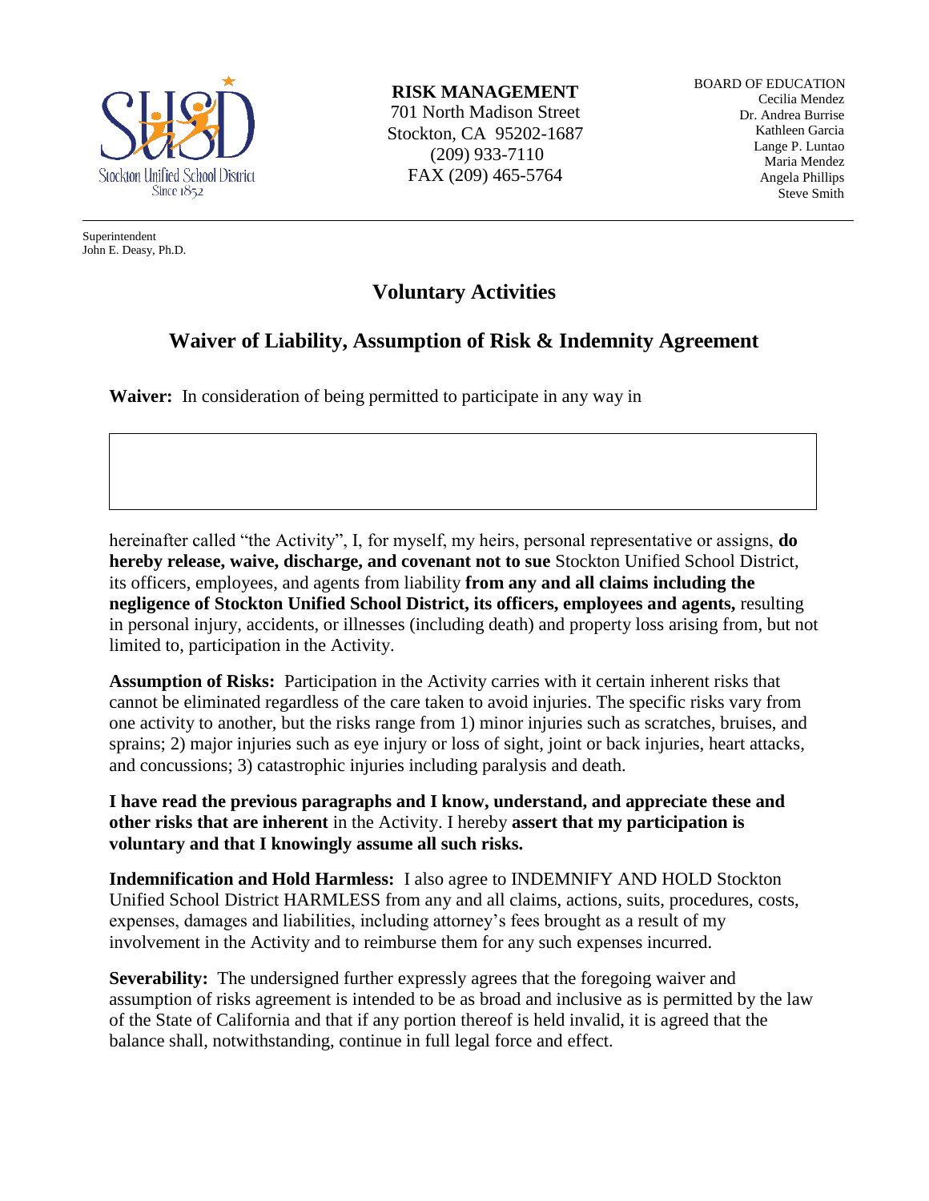Stockton Unified School District
Since 1852

**RISK MANAGEMENT**
701 North Madison Street
Stockton, CA 95202-1687
(209) 933-7110
FAX (209) 465-5764

BOARD OF EDUCATION
Cecilia Mendez
Dr. Andrea Burrise
Kathleen Garcia
Lange P. Luntao
Maria Mendez
Angela Phillips
Steve Smith

Superintendent
John E. Deasy, Ph.D.

# Voluntary Activities

## Waiver of Liability, Assumption of Risk & Indemnity Agreement

**Waiver:** In consideration of being permitted to participate in any way in

hereinafter called "the Activity", I, for myself, my heirs, personal representative or assigns, **do hereby release, waive, discharge, and covenant not to sue** Stockton Unified School District, its officers, employees, and agents from liability **from any and all claims including the negligence of Stockton Unified School District, its officers, employees and agents,** resulting in personal injury, accidents, or illnesses (including death) and property loss arising from, but not limited to, participation in the Activity.

**Assumption of Risks:** Participation in the Activity carries with it certain inherent risks that cannot be eliminated regardless of the care taken to avoid injuries. The specific risks vary from one activity to another, but the risks range from 1) minor injuries such as scratches, bruises, and sprains; 2) major injuries such as eye injury or loss of sight, joint or back injuries, heart attacks, and concussions; 3) catastrophic injuries including paralysis and death.

**I have read the previous paragraphs and I know, understand, and appreciate these and other risks that are inherent** in the Activity. I hereby **assert that my participation is voluntary and that I knowingly assume all such risks.**

**Indemnification and Hold Harmless:** I also agree to INDEMNIFY AND HOLD Stockton Unified School District HARMLESS from any and all claims, actions, suits, procedures, costs, expenses, damages and liabilities, including attorney's fees brought as a result of my involvement in the Activity and to reimburse them for any such expenses incurred.

**Severability:** The undersigned further expressly agrees that the foregoing waiver and assumption of risks agreement is intended to be as broad and inclusive as is permitted by the law of the State of California and that if any portion thereof is held invalid, it is agreed that the balance shall, notwithstanding, continue in full legal force and effect.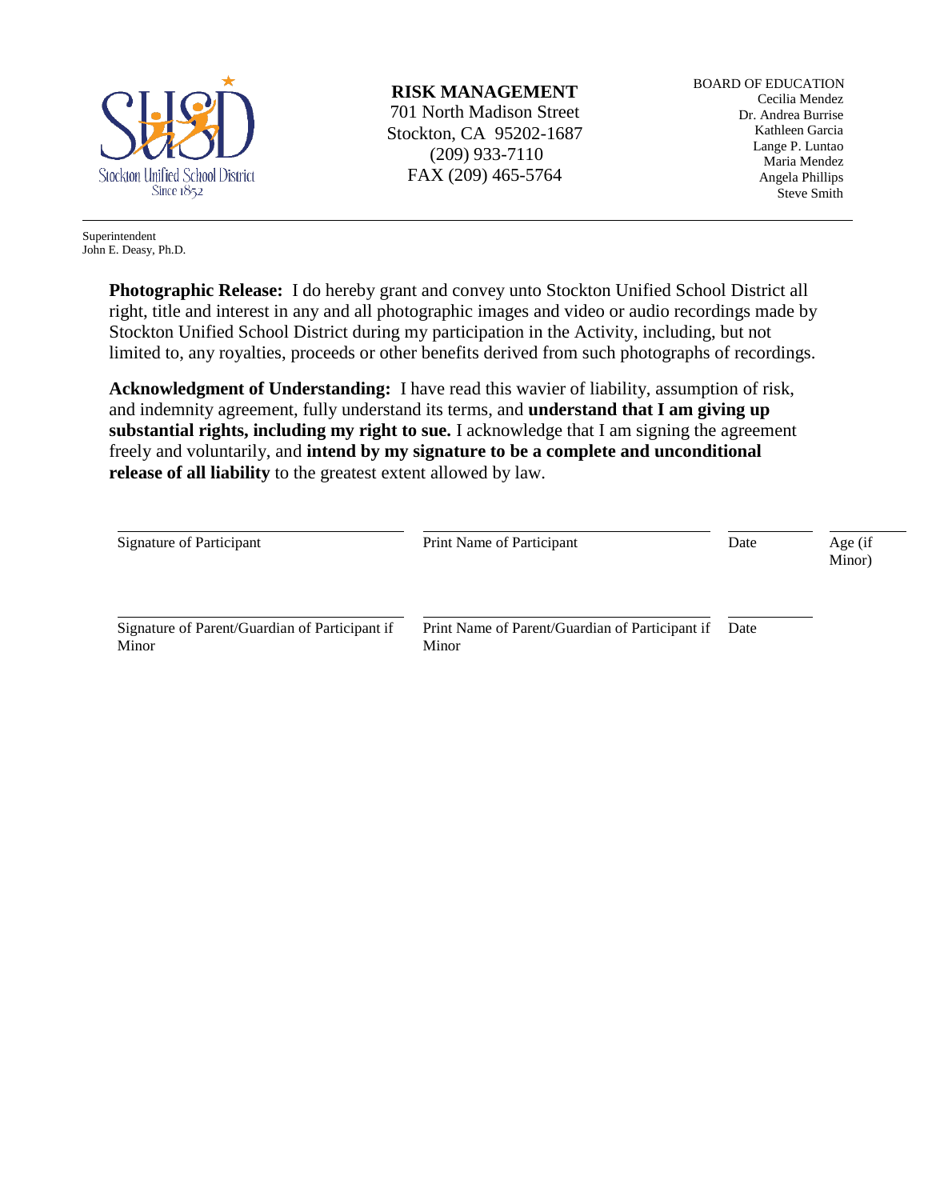Stockton Unified School District
Since 1852

**RISK MANAGEMENT**
701 North Madison Street
Stockton, CA 95202-1687
(209) 933-7110
FAX (209) 465-5764

BOARD OF EDUCATION
Cecilia Mendez
Dr. Andrea Burrise
Kathleen Garcia
Lange P. Luntao
Maria Mendez
Angela Phillips
Steve Smith

---

Superintendent
John E. Deasy, Ph.D.

**Photographic Release:** I do hereby grant and convey unto Stockton Unified School District all right, title and interest in any and all photographic images and video or audio recordings made by Stockton Unified School District during my participation in the Activity, including, but not limited to, any royalties, proceeds or other benefits derived from such photographs of recordings.

**Acknowledgment of Understanding:** I have read this wavier of liability, assumption of risk, and indemnity agreement, fully understand its terms, and **understand that I am giving up substantial rights, including my right to sue.** I acknowledge that I am signing the agreement freely and voluntarily, and **intend by my signature to be a complete and unconditional release of all liability** to the greatest extent allowed by law.

| | | | |
|---|---|---|---|
| Signature of Participant | Print Name of Participant | Date | Age (if Minor) |
| Signature of Parent/Guardian of Participant if Minor | Print Name of Parent/Guardian of Participant if Minor | Date | |